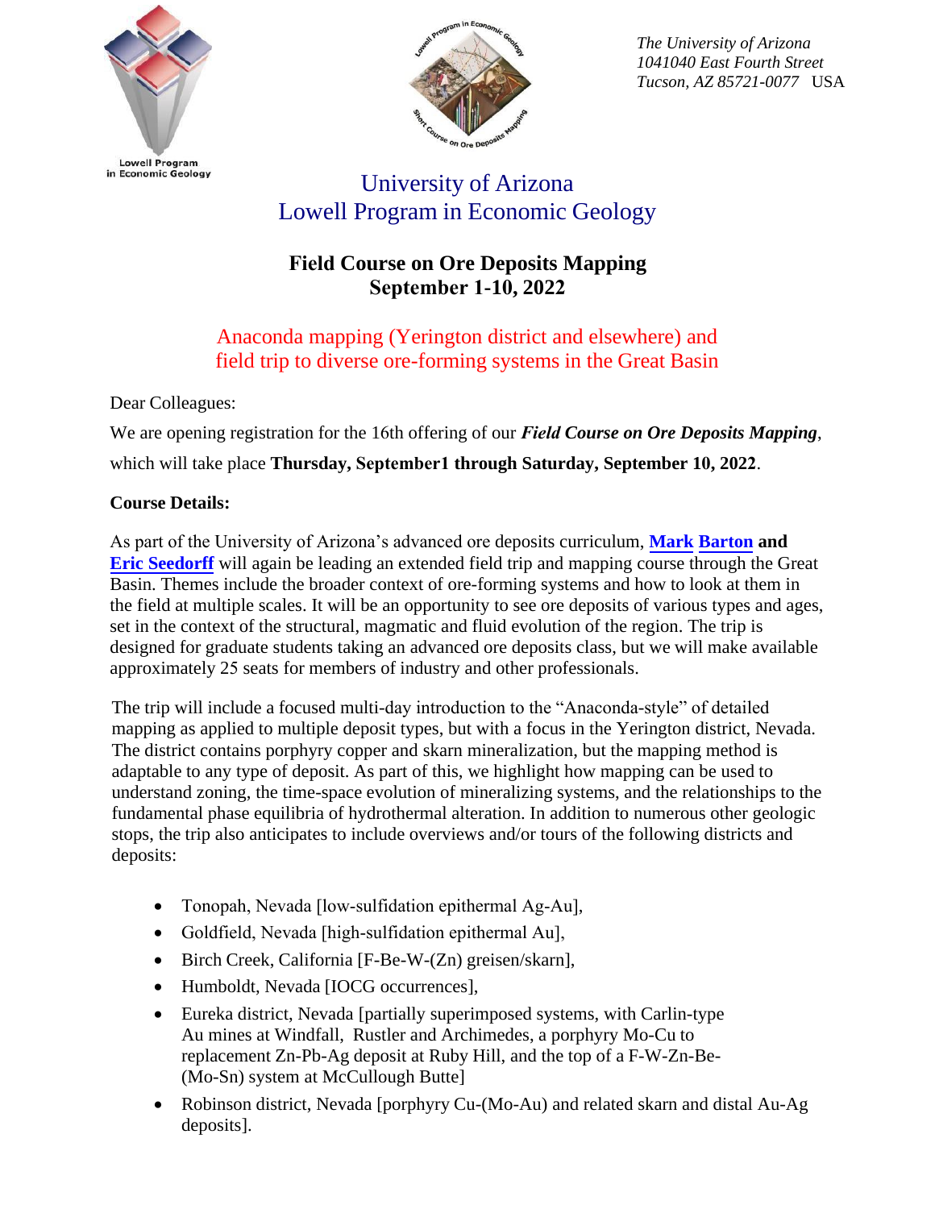Lowell Program in Economic Geology

*The University of Arizona*
*1041040 East Fourth Street*
*Tucson, AZ 85721-0077* USA

# University of Arizona
# Lowell Program in Economic Geology

## Field Course on Ore Deposits Mapping
## September 1-10, 2022

### Anaconda mapping (Yerington district and elsewhere) and field trip to diverse ore-forming systems in the Great Basin

Dear Colleagues:

We are opening registration for the 16th offering of our ***Field Course on Ore Deposits Mapping***, which will take place **Thursday, September1 through Saturday, September 10, 2022**.

**Course Details:**

As part of the University of Arizona's advanced ore deposits curriculum, **Mark Barton and Eric Seedorff** will again be leading an extended field trip and mapping course through the Great Basin. Themes include the broader context of ore-forming systems and how to look at them in the field at multiple scales. It will be an opportunity to see ore deposits of various types and ages, set in the context of the structural, magmatic and fluid evolution of the region. The trip is designed for graduate students taking an advanced ore deposits class, but we will make available approximately 25 seats for members of industry and other professionals.

The trip will include a focused multi-day introduction to the "Anaconda-style" of detailed mapping as applied to multiple deposit types, but with a focus in the Yerington district, Nevada. The district contains porphyry copper and skarn mineralization, but the mapping method is adaptable to any type of deposit. As part of this, we highlight how mapping can be used to understand zoning, the time-space evolution of mineralizing systems, and the relationships to the fundamental phase equilibria of hydrothermal alteration. In addition to numerous other geologic stops, the trip also anticipates to include overviews and/or tours of the following districts and deposits:

- Tonopah, Nevada [low-sulfidation epithermal Ag-Au],
- Goldfield, Nevada [high-sulfidation epithermal Au],
- Birch Creek, California [F-Be-W-(Zn) greisen/skarn],
- Humboldt, Nevada [IOCG occurrences],
- Eureka district, Nevada [partially superimposed systems, with Carlin-type Au mines at Windfall, Rustler and Archimedes, a porphyry Mo-Cu to replacement Zn-Pb-Ag deposit at Ruby Hill, and the top of a F-W-Zn-Be-(Mo-Sn) system at McCullough Butte]
- Robinson district, Nevada [porphyry Cu-(Mo-Au) and related skarn and distal Au-Ag deposits].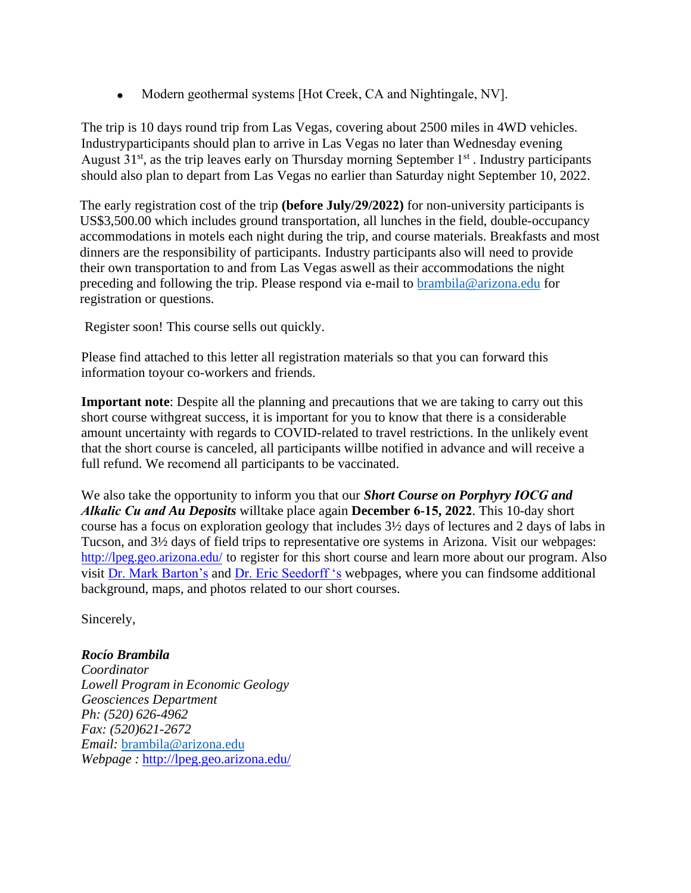- Modern geothermal systems [Hot Creek, CA and Nightingale, NV].

The trip is 10 days round trip from Las Vegas, covering about 2500 miles in 4WD vehicles. Industryparticipants should plan to arrive in Las Vegas no later than Wednesday evening August 31st, as the trip leaves early on Thursday morning September 1st . Industry participants should also plan to depart from Las Vegas no earlier than Saturday night September 10, 2022.

The early registration cost of the trip **(before July/29/2022)** for non-university participants is US$3,500.00 which includes ground transportation, all lunches in the field, double-occupancy accommodations in motels each night during the trip, and course materials. Breakfasts and most dinners are the responsibility of participants. Industry participants also will need to provide their own transportation to and from Las Vegas aswell as their accommodations the night preceding and following the trip. Please respond via e-mail to [brambila@arizona.edu](mailto:brambila@arizona.edu) for registration or questions.

Register soon! This course sells out quickly.

Please find attached to this letter all registration materials so that you can forward this information toyour co-workers and friends.

**Important note**: Despite all the planning and precautions that we are taking to carry out this short course withgreat success, it is important for you to know that there is a considerable amount uncertainty with regards to COVID-related to travel restrictions. In the unlikely event that the short course is canceled, all participants willbe notified in advance and will receive a full refund. We recomend all participants to be vaccinated.

We also take the opportunity to inform you that our ***Short Course on Porphyry IOCG and Alkalic Cu and Au Deposits*** willtake place again **December 6-15, 2022**. This 10-day short course has a focus on exploration geology that includes 3½ days of lectures and 2 days of labs in Tucson, and 3½ days of field trips to representative ore systems in Arizona. Visit our webpages: [http://lpeg.geo.arizona.edu/](http://lpeg.geo.arizona.edu/) to register for this short course and learn more about our program. Also visit Dr. Mark Barton's and Dr. Eric Seedorff 's webpages, where you can findsome additional background, maps, and photos related to our short courses.

Sincerely,

***Rocío Brambila***
*Coordinator*
*Lowell Program in Economic Geology*
*Geosciences Department*
*Ph: (520) 626-4962*
*Fax: (520)621-2672*
*Email:* [brambila@arizona.edu](mailto:brambila@arizona.edu)
*Webpage :* [http://lpeg.geo.arizona.edu/](http://lpeg.geo.arizona.edu/)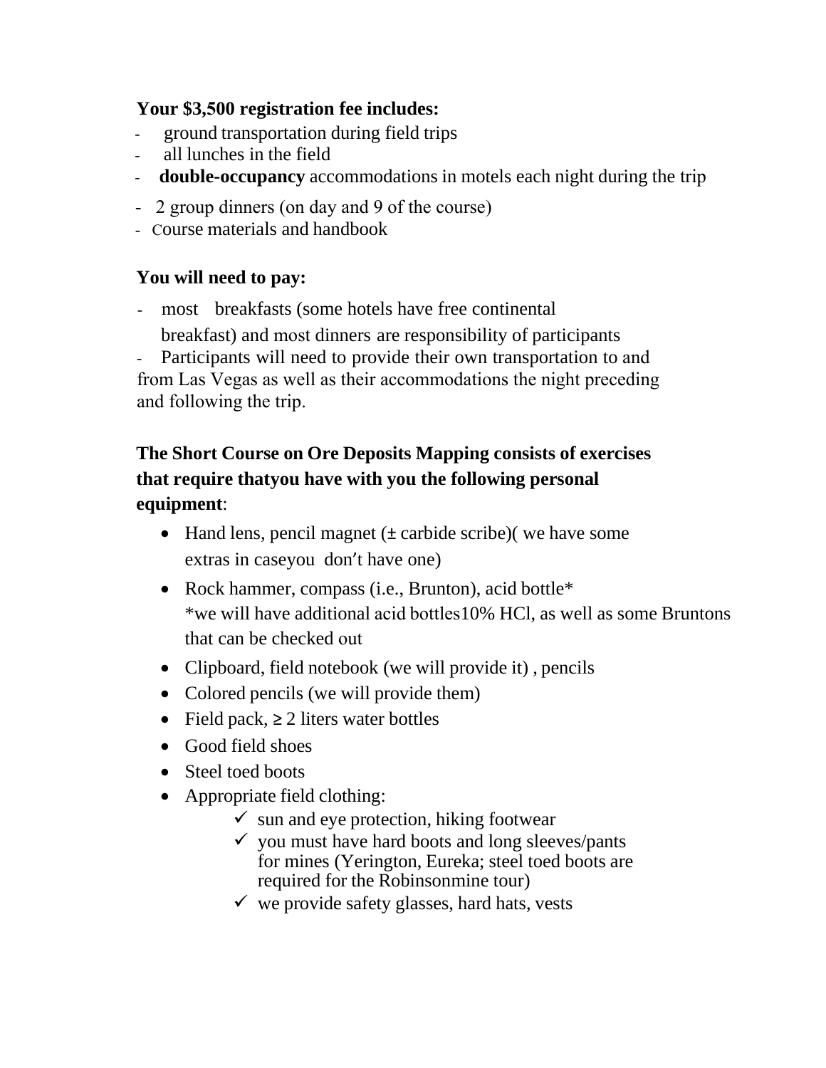**Your $3,500 registration fee includes:**

- ground transportation during field trips
- all lunches in the field
- **double-occupancy** accommodations in motels each night during the trip
- 2 group dinners (on day and 9 of the course)
- Course materials and handbook

**You will need to pay:**

- most breakfasts (some hotels have free continental breakfast) and most dinners are responsibility of participants
- Participants will need to provide their own transportation to and from Las Vegas as well as their accommodations the night preceding and following the trip.

**The Short Course on Ore Deposits Mapping consists of exercises that require thatyou have with you the following personal equipment**:

- Hand lens, pencil magnet (± carbide scribe)( we have some extras in caseyou don't have one)
- Rock hammer, compass (i.e., Brunton), acid bottle*
  *we will have additional acid bottles10% HCl, as well as some Bruntons that can be checked out
- Clipboard, field notebook (we will provide it) , pencils
- Colored pencils (we will provide them)
- Field pack, ≥ 2 liters water bottles
- Good field shoes
- Steel toed boots
- Appropriate field clothing:
  - ✓ sun and eye protection, hiking footwear
  - ✓ you must have hard boots and long sleeves/pants for mines (Yerington, Eureka; steel toed boots are required for the Robinsonmine tour)
  - ✓ we provide safety glasses, hard hats, vests